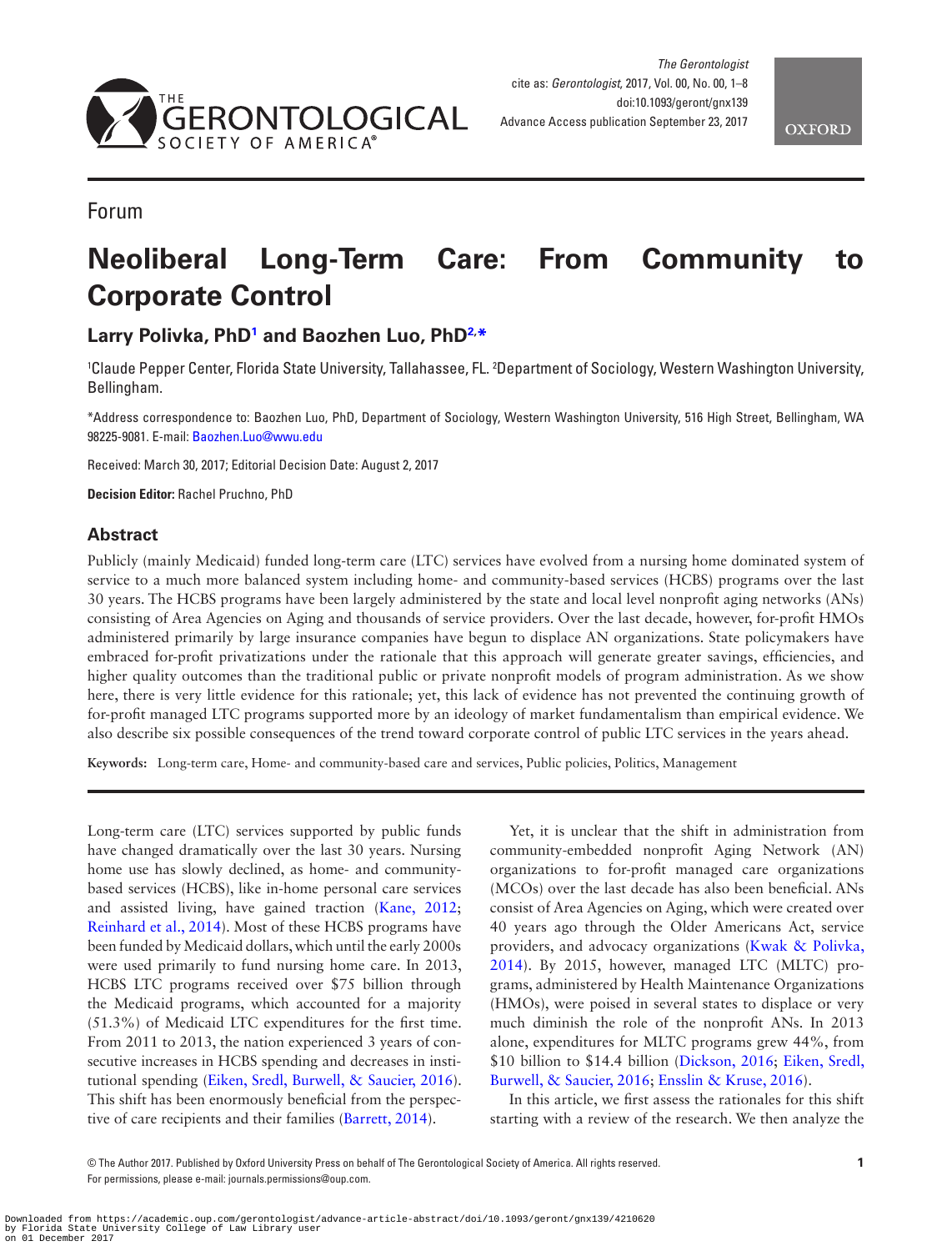Forum

# Neoliberal Long-Term Care: From Community to Corporate Control

**Larry Polivka, PhD[1] and Baozhen Luo, PhD[2,*]**

[1]Claude Pepper Center, Florida State University, Tallahassee, FL. [2]Department of Sociology, Western Washington University, Bellingham.

*Address correspondence to: Baozhen Luo, PhD, Department of Sociology, Western Washington University, 516 High Street, Bellingham, WA 98225-9081. E-mail: Baozhen.Luo@wwu.edu

Received: March 30, 2017; Editorial Decision Date: August 2, 2017

**Decision Editor:** Rachel Pruchno, PhD

## Abstract

Publicly (mainly Medicaid) funded long-term care (LTC) services have evolved from a nursing home dominated system of service to a much more balanced system including home- and community-based services (HCBS) programs over the last 30 years. The HCBS programs have been largely administered by the state and local level nonprofit aging networks (ANs) consisting of Area Agencies on Aging and thousands of service providers. Over the last decade, however, for-profit HMOs administered primarily by large insurance companies have begun to displace AN organizations. State policymakers have embraced for-profit privatizations under the rationale that this approach will generate greater savings, efficiencies, and higher quality outcomes than the traditional public or private nonprofit models of program administration. As we show here, there is very little evidence for this rationale; yet, this lack of evidence has not prevented the continuing growth of for-profit managed LTC programs supported more by an ideology of market fundamentalism than empirical evidence. We also describe six possible consequences of the trend toward corporate control of public LTC services in the years ahead.

**Keywords:** Long-term care, Home- and community-based care and services, Public policies, Politics, Management

Long-term care (LTC) services supported by public funds have changed dramatically over the last 30 years. Nursing home use has slowly declined, as home- and community-based services (HCBS), like in-home personal care services and assisted living, have gained traction (Kane, 2012; Reinhard et al., 2014). Most of these HCBS programs have been funded by Medicaid dollars, which until the early 2000s were used primarily to fund nursing home care. In 2013, HCBS LTC programs received over $75 billion through the Medicaid programs, which accounted for a majority (51.3%) of Medicaid LTC expenditures for the first time. From 2011 to 2013, the nation experienced 3 years of consecutive increases in HCBS spending and decreases in institutional spending (Eiken, Sredl, Burwell, & Saucier, 2016). This shift has been enormously beneficial from the perspective of care recipients and their families (Barrett, 2014).

Yet, it is unclear that the shift in administration from community-embedded nonprofit Aging Network (AN) organizations to for-profit managed care organizations (MCOs) over the last decade has also been beneficial. ANs consist of Area Agencies on Aging, which were created over 40 years ago through the Older Americans Act, service providers, and advocacy organizations (Kwak & Polivka, 2014). By 2015, however, managed LTC (MLTC) programs, administered by Health Maintenance Organizations (HMOs), were poised in several states to displace or very much diminish the role of the nonprofit ANs. In 2013 alone, expenditures for MLTC programs grew 44%, from $10 billion to $14.4 billion (Dickson, 2016; Eiken, Sredl, Burwell, & Saucier, 2016; Ensslin & Kruse, 2016).

In this article, we first assess the rationales for this shift starting with a review of the research. We then analyze the

© The Author 2017. Published by Oxford University Press on behalf of The Gerontological Society of America. All rights reserved.
For permissions, please e-mail: journals.permissions@oup.com.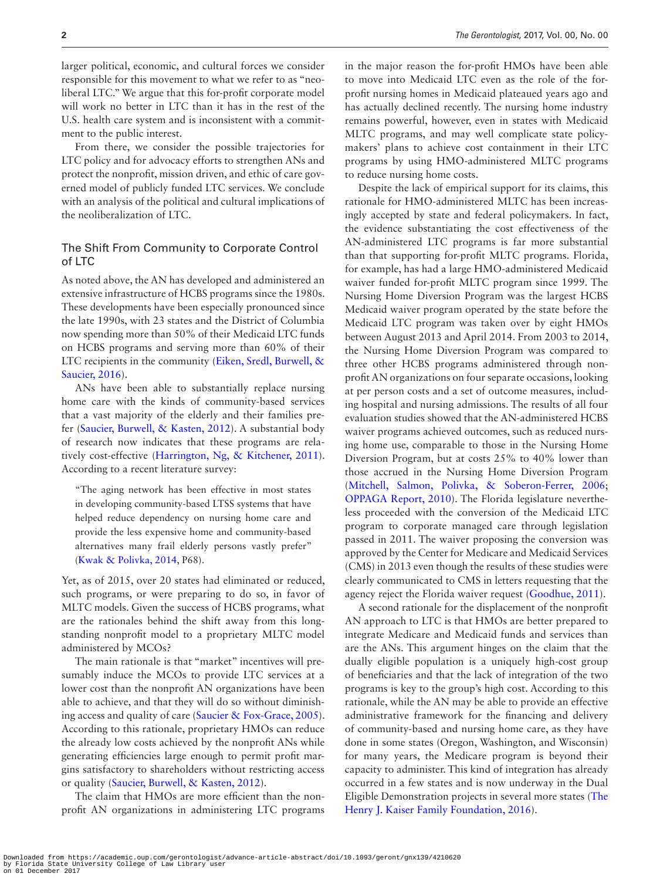larger political, economic, and cultural forces we consider responsible for this movement to what we refer to as "neoliberal LTC." We argue that this for-profit corporate model will work no better in LTC than it has in the rest of the U.S. health care system and is inconsistent with a commitment to the public interest.

From there, we consider the possible trajectories for LTC policy and for advocacy efforts to strengthen ANs and protect the nonprofit, mission driven, and ethic of care governed model of publicly funded LTC services. We conclude with an analysis of the political and cultural implications of the neoliberalization of LTC.

## The Shift From Community to Corporate Control of LTC

As noted above, the AN has developed and administered an extensive infrastructure of HCBS programs since the 1980s. These developments have been especially pronounced since the late 1990s, with 23 states and the District of Columbia now spending more than 50% of their Medicaid LTC funds on HCBS programs and serving more than 60% of their LTC recipients in the community (Eiken, Sredl, Burwell, & Saucier, 2016).

ANs have been able to substantially replace nursing home care with the kinds of community-based services that a vast majority of the elderly and their families prefer (Saucier, Burwell, & Kasten, 2012). A substantial body of research now indicates that these programs are relatively cost-effective (Harrington, Ng, & Kitchener, 2011). According to a recent literature survey:

> "The aging network has been effective in most states in developing community-based LTSS systems that have helped reduce dependency on nursing home care and provide the less expensive home and community-based alternatives many frail elderly persons vastly prefer" (Kwak & Polivka, 2014, P68).

Yet, as of 2015, over 20 states had eliminated or reduced, such programs, or were preparing to do so, in favor of MLTC models. Given the success of HCBS programs, what are the rationales behind the shift away from this longstanding nonprofit model to a proprietary MLTC model administered by MCOs?

The main rationale is that "market" incentives will presumably induce the MCOs to provide LTC services at a lower cost than the nonprofit AN organizations have been able to achieve, and that they will do so without diminishing access and quality of care (Saucier & Fox-Grace, 2005). According to this rationale, proprietary HMOs can reduce the already low costs achieved by the nonprofit ANs while generating efficiencies large enough to permit profit margins satisfactory to shareholders without restricting access or quality (Saucier, Burwell, & Kasten, 2012).

The claim that HMOs are more efficient than the nonprofit AN organizations in administering LTC programs in the major reason the for-profit HMOs have been able to move into Medicaid LTC even as the role of the for-profit nursing homes in Medicaid plateaued years ago and has actually declined recently. The nursing home industry remains powerful, however, even in states with Medicaid MLTC programs, and may well complicate state policymakers' plans to achieve cost containment in their LTC programs by using HMO-administered MLTC programs to reduce nursing home costs.

Despite the lack of empirical support for its claims, this rationale for HMO-administered MLTC has been increasingly accepted by state and federal policymakers. In fact, the evidence substantiating the cost effectiveness of the AN-administered LTC programs is far more substantial than that supporting for-profit MLTC programs. Florida, for example, has had a large HMO-administered Medicaid waiver funded for-profit MLTC program since 1999. The Nursing Home Diversion Program was the largest HCBS Medicaid waiver program operated by the state before the Medicaid LTC program was taken over by eight HMOs between August 2013 and April 2014. From 2003 to 2014, the Nursing Home Diversion Program was compared to three other HCBS programs administered through nonprofit AN organizations on four separate occasions, looking at per person costs and a set of outcome measures, including hospital and nursing admissions. The results of all four evaluation studies showed that the AN-administered HCBS waiver programs achieved outcomes, such as reduced nursing home use, comparable to those in the Nursing Home Diversion Program, but at costs 25% to 40% lower than those accrued in the Nursing Home Diversion Program (Mitchell, Salmon, Polivka, & Soberon-Ferrer, 2006; OPPAGA Report, 2010). The Florida legislature nevertheless proceeded with the conversion of the Medicaid LTC program to corporate managed care through legislation passed in 2011. The waiver proposing the conversion was approved by the Center for Medicare and Medicaid Services (CMS) in 2013 even though the results of these studies were clearly communicated to CMS in letters requesting that the agency reject the Florida waiver request (Goodhue, 2011).

A second rationale for the displacement of the nonprofit AN approach to LTC is that HMOs are better prepared to integrate Medicare and Medicaid funds and services than are the ANs. This argument hinges on the claim that the dually eligible population is a uniquely high-cost group of beneficiaries and that the lack of integration of the two programs is key to the group's high cost. According to this rationale, while the AN may be able to provide an effective administrative framework for the financing and delivery of community-based and nursing home care, as they have done in some states (Oregon, Washington, and Wisconsin) for many years, the Medicare program is beyond their capacity to administer. This kind of integration has already occurred in a few states and is now underway in the Dual Eligible Demonstration projects in several more states (The Henry J. Kaiser Family Foundation, 2016).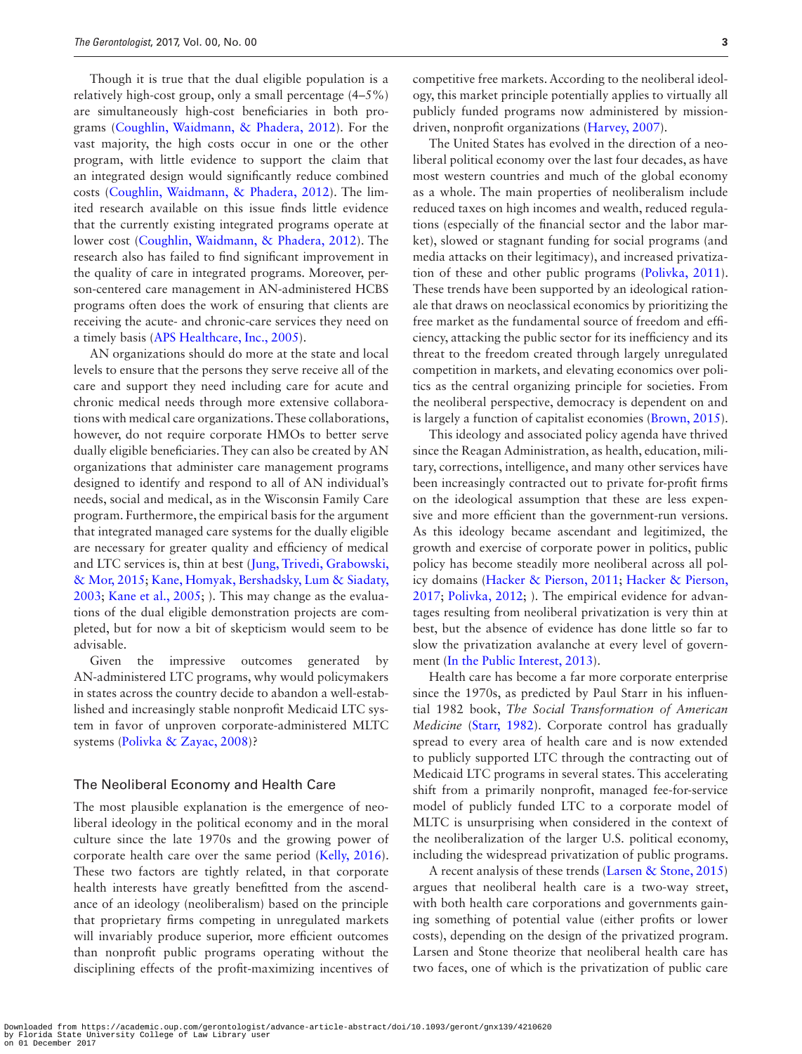Though it is true that the dual eligible population is a relatively high-cost group, only a small percentage (4–5%) are simultaneously high-cost beneficiaries in both programs (Coughlin, Waidmann, & Phadera, 2012). For the vast majority, the high costs occur in one or the other program, with little evidence to support the claim that an integrated design would significantly reduce combined costs (Coughlin, Waidmann, & Phadera, 2012). The limited research available on this issue finds little evidence that the currently existing integrated programs operate at lower cost (Coughlin, Waidmann, & Phadera, 2012). The research also has failed to find significant improvement in the quality of care in integrated programs. Moreover, person-centered care management in AN-administered HCBS programs often does the work of ensuring that clients are receiving the acute- and chronic-care services they need on a timely basis (APS Healthcare, Inc., 2005).

AN organizations should do more at the state and local levels to ensure that the persons they serve receive all of the care and support they need including care for acute and chronic medical needs through more extensive collaborations with medical care organizations. These collaborations, however, do not require corporate HMOs to better serve dually eligible beneficiaries. They can also be created by AN organizations that administer care management programs designed to identify and respond to all of AN individual's needs, social and medical, as in the Wisconsin Family Care program. Furthermore, the empirical basis for the argument that integrated managed care systems for the dually eligible are necessary for greater quality and efficiency of medical and LTC services is, thin at best (Jung, Trivedi, Grabowski, & Mor, 2015; Kane, Homyak, Bershadsky, Lum & Siadaty, 2003; Kane et al., 2005; ). This may change as the evaluations of the dual eligible demonstration projects are completed, but for now a bit of skepticism would seem to be advisable.

Given the impressive outcomes generated by AN-administered LTC programs, why would policymakers in states across the country decide to abandon a well-established and increasingly stable nonprofit Medicaid LTC system in favor of unproven corporate-administered MLTC systems (Polivka & Zayac, 2008)?

## The Neoliberal Economy and Health Care

The most plausible explanation is the emergence of neoliberal ideology in the political economy and in the moral culture since the late 1970s and the growing power of corporate health care over the same period (Kelly, 2016). These two factors are tightly related, in that corporate health interests have greatly benefitted from the ascendance of an ideology (neoliberalism) based on the principle that proprietary firms competing in unregulated markets will invariably produce superior, more efficient outcomes than nonprofit public programs operating without the disciplining effects of the profit-maximizing incentives of competitive free markets. According to the neoliberal ideology, this market principle potentially applies to virtually all publicly funded programs now administered by mission-driven, nonprofit organizations (Harvey, 2007).

The United States has evolved in the direction of a neoliberal political economy over the last four decades, as have most western countries and much of the global economy as a whole. The main properties of neoliberalism include reduced taxes on high incomes and wealth, reduced regulations (especially of the financial sector and the labor market), slowed or stagnant funding for social programs (and media attacks on their legitimacy), and increased privatization of these and other public programs (Polivka, 2011). These trends have been supported by an ideological rationale that draws on neoclassical economics by prioritizing the free market as the fundamental source of freedom and efficiency, attacking the public sector for its inefficiency and its threat to the freedom created through largely unregulated competition in markets, and elevating economics over politics as the central organizing principle for societies. From the neoliberal perspective, democracy is dependent on and is largely a function of capitalist economies (Brown, 2015).

This ideology and associated policy agenda have thrived since the Reagan Administration, as health, education, military, corrections, intelligence, and many other services have been increasingly contracted out to private for-profit firms on the ideological assumption that these are less expensive and more efficient than the government-run versions. As this ideology became ascendant and legitimized, the growth and exercise of corporate power in politics, public policy has become steadily more neoliberal across all policy domains (Hacker & Pierson, 2011; Hacker & Pierson, 2017; Polivka, 2012; ). The empirical evidence for advantages resulting from neoliberal privatization is very thin at best, but the absence of evidence has done little so far to slow the privatization avalanche at every level of government (In the Public Interest, 2013).

Health care has become a far more corporate enterprise since the 1970s, as predicted by Paul Starr in his influential 1982 book, *The Social Transformation of American Medicine* (Starr, 1982). Corporate control has gradually spread to every area of health care and is now extended to publicly supported LTC through the contracting out of Medicaid LTC programs in several states. This accelerating shift from a primarily nonprofit, managed fee-for-service model of publicly funded LTC to a corporate model of MLTC is unsurprising when considered in the context of the neoliberalization of the larger U.S. political economy, including the widespread privatization of public programs.

A recent analysis of these trends (Larsen & Stone, 2015) argues that neoliberal health care is a two-way street, with both health care corporations and governments gaining something of potential value (either profits or lower costs), depending on the design of the privatized program. Larsen and Stone theorize that neoliberal health care has two faces, one of which is the privatization of public care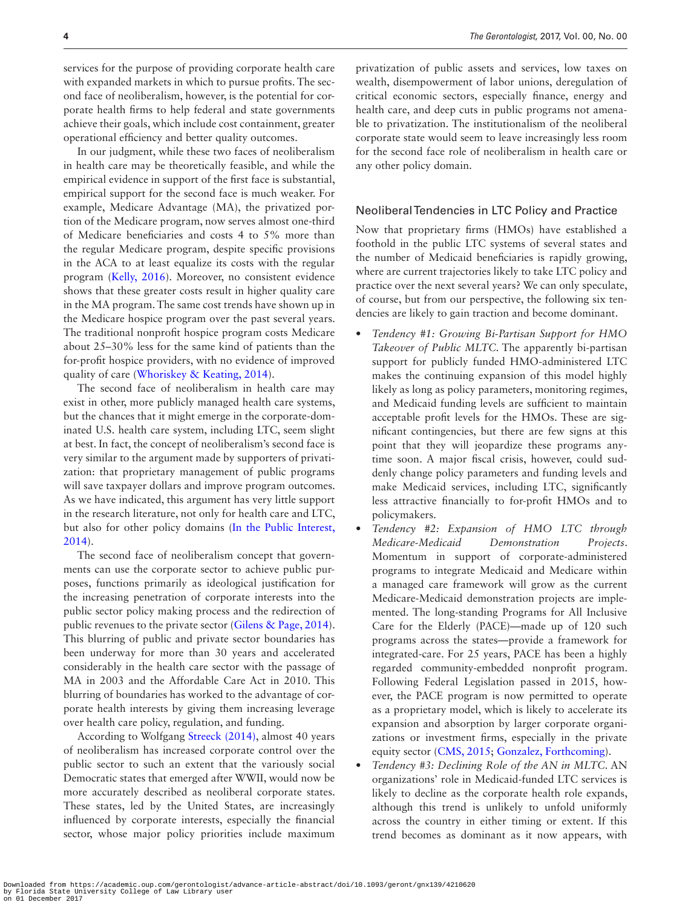services for the purpose of providing corporate health care with expanded markets in which to pursue profits. The second face of neoliberalism, however, is the potential for corporate health firms to help federal and state governments achieve their goals, which include cost containment, greater operational efficiency and better quality outcomes.

In our judgment, while these two faces of neoliberalism in health care may be theoretically feasible, and while the empirical evidence in support of the first face is substantial, empirical support for the second face is much weaker. For example, Medicare Advantage (MA), the privatized portion of the Medicare program, now serves almost one-third of Medicare beneficiaries and costs 4 to 5% more than the regular Medicare program, despite specific provisions in the ACA to at least equalize its costs with the regular program (Kelly, 2016). Moreover, no consistent evidence shows that these greater costs result in higher quality care in the MA program. The same cost trends have shown up in the Medicare hospice program over the past several years. The traditional nonprofit hospice program costs Medicare about 25–30% less for the same kind of patients than the for-profit hospice providers, with no evidence of improved quality of care (Whoriskey & Keating, 2014).

The second face of neoliberalism in health care may exist in other, more publicly managed health care systems, but the chances that it might emerge in the corporate-dominated U.S. health care system, including LTC, seem slight at best. In fact, the concept of neoliberalism's second face is very similar to the argument made by supporters of privatization: that proprietary management of public programs will save taxpayer dollars and improve program outcomes. As we have indicated, this argument has very little support in the research literature, not only for health care and LTC, but also for other policy domains (In the Public Interest, 2014).

The second face of neoliberalism concept that governments can use the corporate sector to achieve public purposes, functions primarily as ideological justification for the increasing penetration of corporate interests into the public sector policy making process and the redirection of public revenues to the private sector (Gilens & Page, 2014). This blurring of public and private sector boundaries has been underway for more than 30 years and accelerated considerably in the health care sector with the passage of MA in 2003 and the Affordable Care Act in 2010. This blurring of boundaries has worked to the advantage of corporate health interests by giving them increasing leverage over health care policy, regulation, and funding.

According to Wolfgang Streeck (2014), almost 40 years of neoliberalism has increased corporate control over the public sector to such an extent that the variously social Democratic states that emerged after WWII, would now be more accurately described as neoliberal corporate states. These states, led by the United States, are increasingly influenced by corporate interests, especially the financial sector, whose major policy priorities include maximum privatization of public assets and services, low taxes on wealth, disempowerment of labor unions, deregulation of critical economic sectors, especially finance, energy and health care, and deep cuts in public programs not amenable to privatization. The institutionalism of the neoliberal corporate state would seem to leave increasingly less room for the second face role of neoliberalism in health care or any other policy domain.

## Neoliberal Tendencies in LTC Policy and Practice

Now that proprietary firms (HMOs) have established a foothold in the public LTC systems of several states and the number of Medicaid beneficiaries is rapidly growing, where are current trajectories likely to take LTC policy and practice over the next several years? We can only speculate, of course, but from our perspective, the following six tendencies are likely to gain traction and become dominant.

- *Tendency #1: Growing Bi-Partisan Support for HMO Takeover of Public MLTC.* The apparently bi-partisan support for publicly funded HMO-administered LTC makes the continuing expansion of this model highly likely as long as policy parameters, monitoring regimes, and Medicaid funding levels are sufficient to maintain acceptable profit levels for the HMOs. These are significant contingencies, but there are few signs at this point that they will jeopardize these programs anytime soon. A major fiscal crisis, however, could suddenly change policy parameters and funding levels and make Medicaid services, including LTC, significantly less attractive financially to for-profit HMOs and to policymakers.
- *Tendency #2: Expansion of HMO LTC through Medicare-Medicaid Demonstration Projects.* Momentum in support of corporate-administered programs to integrate Medicaid and Medicare within a managed care framework will grow as the current Medicare-Medicaid demonstration projects are implemented. The long-standing Programs for All Inclusive Care for the Elderly (PACE)—made up of 120 such programs across the states—provide a framework for integrated-care. For 25 years, PACE has been a highly regarded community-embedded nonprofit program. Following Federal Legislation passed in 2015, however, the PACE program is now permitted to operate as a proprietary model, which is likely to accelerate its expansion and absorption by larger corporate organizations or investment firms, especially in the private equity sector (CMS, 2015; Gonzalez, Forthcoming).
- *Tendency #3: Declining Role of the AN in MLTC.* AN organizations' role in Medicaid-funded LTC services is likely to decline as the corporate health role expands, although this trend is unlikely to unfold uniformly across the country in either timing or extent. If this trend becomes as dominant as it now appears, with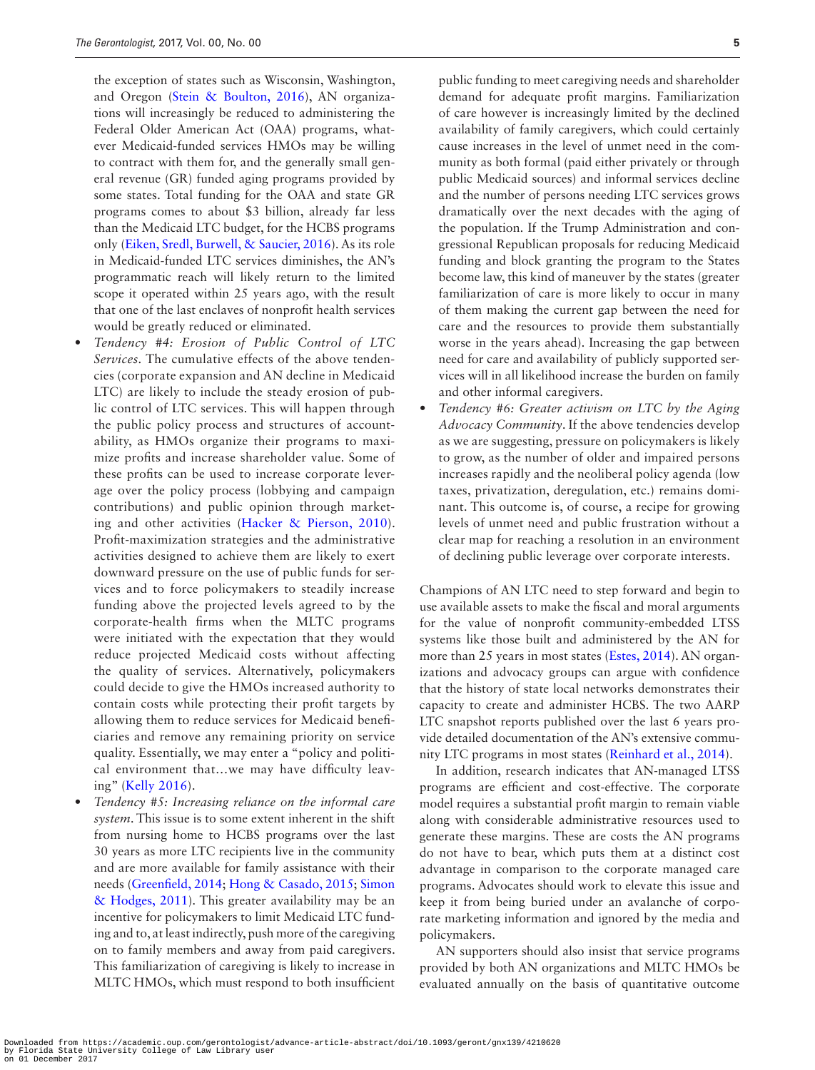the exception of states such as Wisconsin, Washington, and Oregon (Stein & Boulton, 2016), AN organizations will increasingly be reduced to administering the Federal Older American Act (OAA) programs, whatever Medicaid-funded services HMOs may be willing to contract with them for, and the generally small general revenue (GR) funded aging programs provided by some states. Total funding for the OAA and state GR programs comes to about $3 billion, already far less than the Medicaid LTC budget, for the HCBS programs only (Eiken, Sredl, Burwell, & Saucier, 2016). As its role in Medicaid-funded LTC services diminishes, the AN's programmatic reach will likely return to the limited scope it operated within 25 years ago, with the result that one of the last enclaves of nonprofit health services would be greatly reduced or eliminated.

- *Tendency #4: Erosion of Public Control of LTC Services.* The cumulative effects of the above tendencies (corporate expansion and AN decline in Medicaid LTC) are likely to include the steady erosion of public control of LTC services. This will happen through the public policy process and structures of accountability, as HMOs organize their programs to maximize profits and increase shareholder value. Some of these profits can be used to increase corporate leverage over the policy process (lobbying and campaign contributions) and public opinion through marketing and other activities (Hacker & Pierson, 2010). Profit-maximization strategies and the administrative activities designed to achieve them are likely to exert downward pressure on the use of public funds for services and to force policymakers to steadily increase funding above the projected levels agreed to by the corporate-health firms when the MLTC programs were initiated with the expectation that they would reduce projected Medicaid costs without affecting the quality of services. Alternatively, policymakers could decide to give the HMOs increased authority to contain costs while protecting their profit targets by allowing them to reduce services for Medicaid beneficiaries and remove any remaining priority on service quality. Essentially, we may enter a "policy and political environment that…we may have difficulty leaving" (Kelly 2016).
- *Tendency #5: Increasing reliance on the informal care system.* This issue is to some extent inherent in the shift from nursing home to HCBS programs over the last 30 years as more LTC recipients live in the community and are more available for family assistance with their needs (Greenfield, 2014; Hong & Casado, 2015; Simon & Hodges, 2011). This greater availability may be an incentive for policymakers to limit Medicaid LTC funding and to, at least indirectly, push more of the caregiving on to family members and away from paid caregivers. This familiarization of caregiving is likely to increase in MLTC HMOs, which must respond to both insufficient public funding to meet caregiving needs and shareholder demand for adequate profit margins. Familiarization of care however is increasingly limited by the declined availability of family caregivers, which could certainly cause increases in the level of unmet need in the community as both formal (paid either privately or through public Medicaid sources) and informal services decline and the number of persons needing LTC services grows dramatically over the next decades with the aging of the population. If the Trump Administration and congressional Republican proposals for reducing Medicaid funding and block granting the program to the States become law, this kind of maneuver by the states (greater familiarization of care is more likely to occur in many of them making the current gap between the need for care and the resources to provide them substantially worse in the years ahead). Increasing the gap between need for care and availability of publicly supported services will in all likelihood increase the burden on family and other informal caregivers.
- *Tendency #6: Greater activism on LTC by the Aging Advocacy Community.* If the above tendencies develop as we are suggesting, pressure on policymakers is likely to grow, as the number of older and impaired persons increases rapidly and the neoliberal policy agenda (low taxes, privatization, deregulation, etc.) remains dominant. This outcome is, of course, a recipe for growing levels of unmet need and public frustration without a clear map for reaching a resolution in an environment of declining public leverage over corporate interests.

Champions of AN LTC need to step forward and begin to use available assets to make the fiscal and moral arguments for the value of nonprofit community-embedded LTSS systems like those built and administered by the AN for more than 25 years in most states (Estes, 2014). AN organizations and advocacy groups can argue with confidence that the history of state local networks demonstrates their capacity to create and administer HCBS. The two AARP LTC snapshot reports published over the last 6 years provide detailed documentation of the AN's extensive community LTC programs in most states (Reinhard et al., 2014).

In addition, research indicates that AN-managed LTSS programs are efficient and cost-effective. The corporate model requires a substantial profit margin to remain viable along with considerable administrative resources used to generate these margins. These are costs the AN programs do not have to bear, which puts them at a distinct cost advantage in comparison to the corporate managed care programs. Advocates should work to elevate this issue and keep it from being buried under an avalanche of corporate marketing information and ignored by the media and policymakers.

AN supporters should also insist that service programs provided by both AN organizations and MLTC HMOs be evaluated annually on the basis of quantitative outcome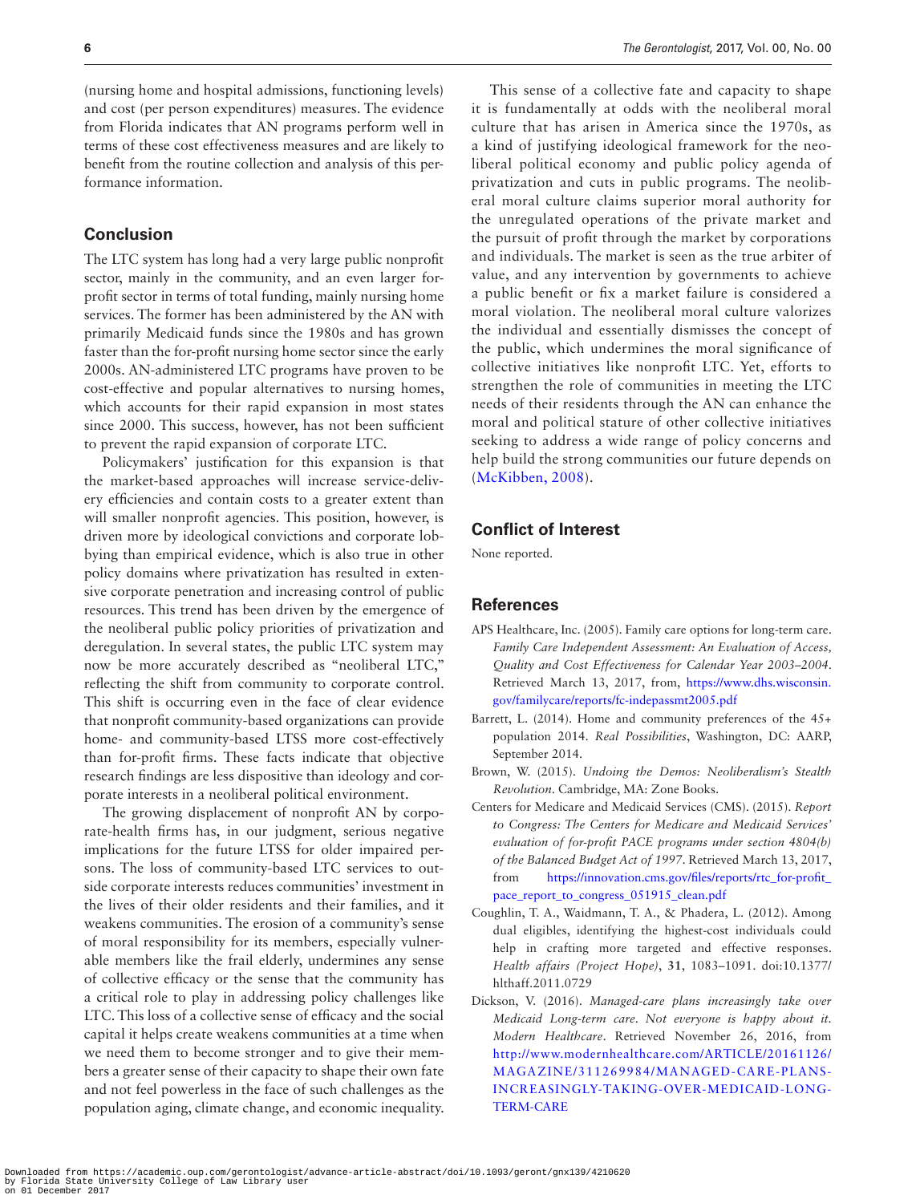(nursing home and hospital admissions, functioning levels) and cost (per person expenditures) measures. The evidence from Florida indicates that AN programs perform well in terms of these cost effectiveness measures and are likely to benefit from the routine collection and analysis of this performance information.

## Conclusion

The LTC system has long had a very large public nonprofit sector, mainly in the community, and an even larger for-profit sector in terms of total funding, mainly nursing home services. The former has been administered by the AN with primarily Medicaid funds since the 1980s and has grown faster than the for-profit nursing home sector since the early 2000s. AN-administered LTC programs have proven to be cost-effective and popular alternatives to nursing homes, which accounts for their rapid expansion in most states since 2000. This success, however, has not been sufficient to prevent the rapid expansion of corporate LTC.

Policymakers' justification for this expansion is that the market-based approaches will increase service-delivery efficiencies and contain costs to a greater extent than will smaller nonprofit agencies. This position, however, is driven more by ideological convictions and corporate lobbying than empirical evidence, which is also true in other policy domains where privatization has resulted in extensive corporate penetration and increasing control of public resources. This trend has been driven by the emergence of the neoliberal public policy priorities of privatization and deregulation. In several states, the public LTC system may now be more accurately described as "neoliberal LTC," reflecting the shift from community to corporate control. This shift is occurring even in the face of clear evidence that nonprofit community-based organizations can provide home- and community-based LTSS more cost-effectively than for-profit firms. These facts indicate that objective research findings are less dispositive than ideology and corporate interests in a neoliberal political environment.

The growing displacement of nonprofit AN by corporate-health firms has, in our judgment, serious negative implications for the future LTSS for older impaired persons. The loss of community-based LTC services to outside corporate interests reduces communities' investment in the lives of their older residents and their families, and it weakens communities. The erosion of a community's sense of moral responsibility for its members, especially vulnerable members like the frail elderly, undermines any sense of collective efficacy or the sense that the community has a critical role to play in addressing policy challenges like LTC. This loss of a collective sense of efficacy and the social capital it helps create weakens communities at a time when we need them to become stronger and to give their members a greater sense of their capacity to shape their own fate and not feel powerless in the face of such challenges as the population aging, climate change, and economic inequality.

This sense of a collective fate and capacity to shape it is fundamentally at odds with the neoliberal moral culture that has arisen in America since the 1970s, as a kind of justifying ideological framework for the neoliberal political economy and public policy agenda of privatization and cuts in public programs. The neoliberal moral culture claims superior moral authority for the unregulated operations of the private market and the pursuit of profit through the market by corporations and individuals. The market is seen as the true arbiter of value, and any intervention by governments to achieve a public benefit or fix a market failure is considered a moral violation. The neoliberal moral culture valorizes the individual and essentially dismisses the concept of the public, which undermines the moral significance of collective initiatives like nonprofit LTC. Yet, efforts to strengthen the role of communities in meeting the LTC needs of their residents through the AN can enhance the moral and political stature of other collective initiatives seeking to address a wide range of policy concerns and help build the strong communities our future depends on (McKibben, 2008).

## Conflict of Interest

None reported.

## References

APS Healthcare, Inc. (2005). Family care options for long-term care. *Family Care Independent Assessment: An Evaluation of Access, Quality and Cost Effectiveness for Calendar Year 2003–2004*. Retrieved March 13, 2017, from, https://www.dhs.wisconsin.gov/familycare/reports/fc-indepassmt2005.pdf

Barrett, L. (2014). Home and community preferences of the 45+ population 2014. *Real Possibilities*, Washington, DC: AARP, September 2014.

Brown, W. (2015). *Undoing the Demos: Neoliberalism's Stealth Revolution*. Cambridge, MA: Zone Books.

Centers for Medicare and Medicaid Services (CMS). (2015). *Report to Congress: The Centers for Medicare and Medicaid Services' evaluation of for-profit PACE programs under section 4804(b) of the Balanced Budget Act of 1997*. Retrieved March 13, 2017, from https://innovation.cms.gov/files/reports/rtc_for-profit_pace_report_to_congress_051915_clean.pdf

Coughlin, T. A., Waidmann, T. A., & Phadera, L. (2012). Among dual eligibles, identifying the highest-cost individuals could help in crafting more targeted and effective responses. *Health affairs (Project Hope)*, **31**, 1083–1091. doi:10.1377/hlthaff.2011.0729

Dickson, V. (2016). *Managed-care plans increasingly take over Medicaid Long-term care. Not everyone is happy about it. Modern Healthcare*. Retrieved November 26, 2016, from http://www.modernhealthcare.com/ARTICLE/20161126/MAGAZINE/311269984/MANAGED-CARE-PLANS-INCREASINGLY-TAKING-OVER-MEDICAID-LONG-TERM-CARE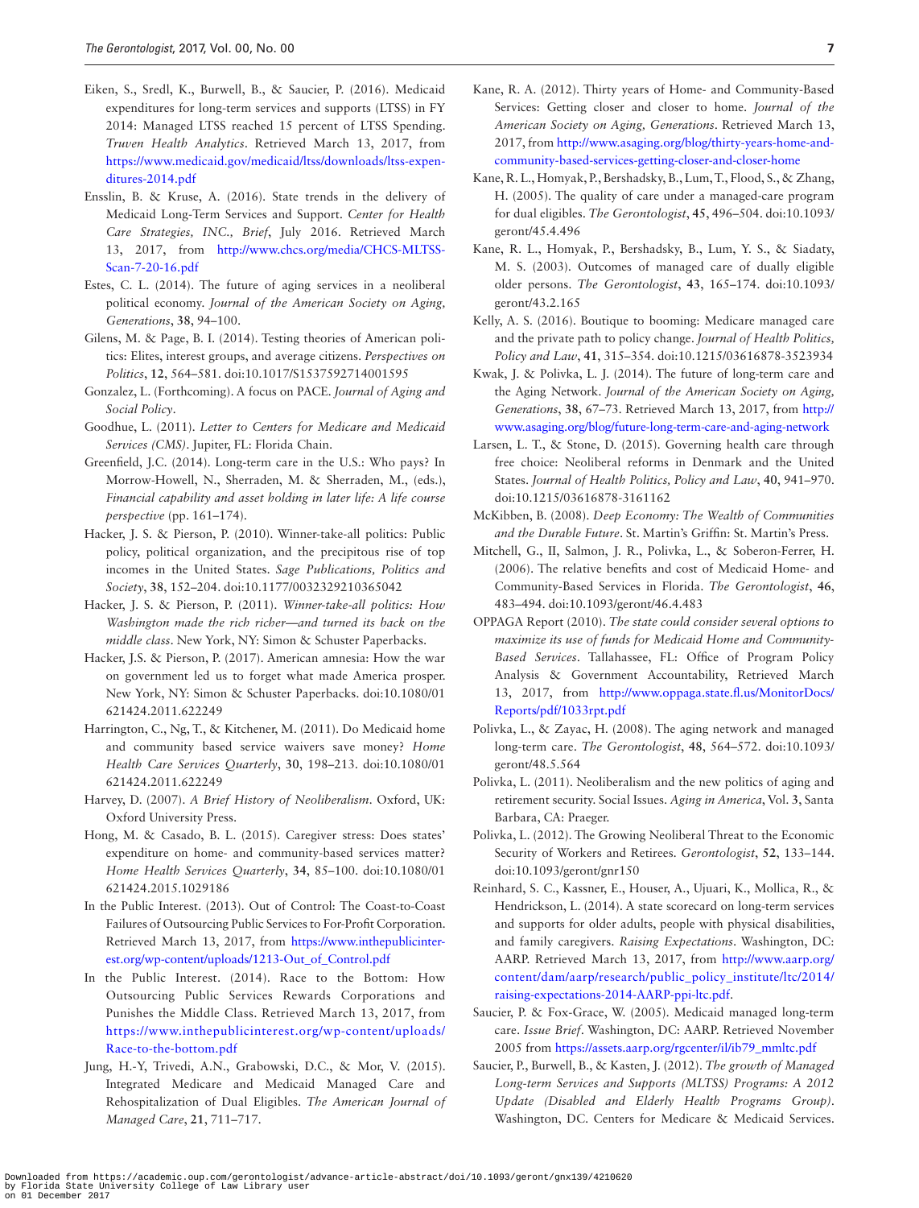Eiken, S., Sredl, K., Burwell, B., & Saucier, P. (2016). Medicaid expenditures for long-term services and supports (LTSS) in FY 2014: Managed LTSS reached 15 percent of LTSS Spending. *Truven Health Analytics*. Retrieved March 13, 2017, from https://www.medicaid.gov/medicaid/ltss/downloads/ltss-expenditures-2014.pdf

Ensslin, B. & Kruse, A. (2016). State trends in the delivery of Medicaid Long-Term Services and Support. *Center for Health Care Strategies, INC., Brief*, July 2016. Retrieved March 13, 2017, from http://www.chcs.org/media/CHCS-MLTSS-Scan-7-20-16.pdf

Estes, C. L. (2014). The future of aging services in a neoliberal political economy. *Journal of the American Society on Aging, Generations*, **38**, 94–100.

Gilens, M. & Page, B. I. (2014). Testing theories of American politics: Elites, interest groups, and average citizens. *Perspectives on Politics*, **12**, 564–581. doi:10.1017/S1537592714001595

Gonzalez, L. (Forthcoming). A focus on PACE. *Journal of Aging and Social Policy*.

Goodhue, L. (2011). *Letter to Centers for Medicare and Medicaid Services (CMS)*. Jupiter, FL: Florida Chain.

Greenfield, J.C. (2014). Long-term care in the U.S.: Who pays? In Morrow-Howell, N., Sherraden, M. & Sherraden, M., (eds.), *Financial capability and asset holding in later life: A life course perspective* (pp. 161–174).

Hacker, J. S. & Pierson, P. (2010). Winner-take-all politics: Public policy, political organization, and the precipitous rise of top incomes in the United States. *Sage Publications, Politics and Society*, **38**, 152–204. doi:10.1177/0032329210365042

Hacker, J. S. & Pierson, P. (2011). *Winner-take-all politics: How Washington made the rich richer—and turned its back on the middle class*. New York, NY: Simon & Schuster Paperbacks.

Hacker, J.S. & Pierson, P. (2017). American amnesia: How the war on government led us to forget what made America prosper. New York, NY: Simon & Schuster Paperbacks. doi:10.1080/01621424.2011.622249

Harrington, C., Ng, T., & Kitchener, M. (2011). Do Medicaid home and community based service waivers save money? *Home Health Care Services Quarterly*, **30**, 198–213. doi:10.1080/01621424.2011.622249

Harvey, D. (2007). *A Brief History of Neoliberalism*. Oxford, UK: Oxford University Press.

Hong, M. & Casado, B. L. (2015). Caregiver stress: Does states' expenditure on home- and community-based services matter? *Home Health Services Quarterly*, **34**, 85–100. doi:10.1080/01621424.2015.1029186

In the Public Interest. (2013). Out of Control: The Coast-to-Coast Failures of Outsourcing Public Services to For-Profit Corporation. Retrieved March 13, 2017, from https://www.inthepublicinterest.org/wp-content/uploads/1213-Out_of_Control.pdf

In the Public Interest. (2014). Race to the Bottom: How Outsourcing Public Services Rewards Corporations and Punishes the Middle Class. Retrieved March 13, 2017, from https://www.inthepublicinterest.org/wp-content/uploads/Race-to-the-bottom.pdf

Jung, H.-Y, Trivedi, A.N., Grabowski, D.C., & Mor, V. (2015). Integrated Medicare and Medicaid Managed Care and Rehospitalization of Dual Eligibles. *The American Journal of Managed Care*, **21**, 711–717.

Kane, R. A. (2012). Thirty years of Home- and Community-Based Services: Getting closer and closer to home. *Journal of the American Society on Aging, Generations*. Retrieved March 13, 2017, from http://www.asaging.org/blog/thirty-years-home-and-community-based-services-getting-closer-and-closer-home

Kane, R. L., Homyak, P., Bershadsky, B., Lum, T., Flood, S., & Zhang, H. (2005). The quality of care under a managed-care program for dual eligibles. *The Gerontologist*, **45**, 496–504. doi:10.1093/geront/45.4.496

Kane, R. L., Homyak, P., Bershadsky, B., Lum, Y. S., & Siadaty, M. S. (2003). Outcomes of managed care of dually eligible older persons. *The Gerontologist*, **43**, 165–174. doi:10.1093/geront/43.2.165

Kelly, A. S. (2016). Boutique to booming: Medicare managed care and the private path to policy change. *Journal of Health Politics, Policy and Law*, **41**, 315–354. doi:10.1215/03616878-3523934

Kwak, J. & Polivka, L. J. (2014). The future of long-term care and the Aging Network. *Journal of the American Society on Aging, Generations*, **38**, 67–73. Retrieved March 13, 2017, from http://www.asaging.org/blog/future-long-term-care-and-aging-network

Larsen, L. T., & Stone, D. (2015). Governing health care through free choice: Neoliberal reforms in Denmark and the United States. *Journal of Health Politics, Policy and Law*, **40**, 941–970. doi:10.1215/03616878-3161162

McKibben, B. (2008). *Deep Economy: The Wealth of Communities and the Durable Future*. St. Martin's Griffin: St. Martin's Press.

Mitchell, G., II, Salmon, J. R., Polivka, L., & Soberon-Ferrer, H. (2006). The relative benefits and cost of Medicaid Home- and Community-Based Services in Florida. *The Gerontologist*, **46**, 483–494. doi:10.1093/geront/46.4.483

OPPAGA Report (2010). *The state could consider several options to maximize its use of funds for Medicaid Home and Community-Based Services*. Tallahassee, FL: Office of Program Policy Analysis & Government Accountability, Retrieved March 13, 2017, from http://www.oppaga.state.fl.us/MonitorDocs/Reports/pdf/1033rpt.pdf

Polivka, L., & Zayac, H. (2008). The aging network and managed long-term care. *The Gerontologist*, **48**, 564–572. doi:10.1093/geront/48.5.564

Polivka, L. (2011). Neoliberalism and the new politics of aging and retirement security. Social Issues. *Aging in America*, Vol. **3**, Santa Barbara, CA: Praeger.

Polivka, L. (2012). The Growing Neoliberal Threat to the Economic Security of Workers and Retirees. *Gerontologist*, **52**, 133–144. doi:10.1093/geront/gnr150

Reinhard, S. C., Kassner, E., Houser, A., Ujuari, K., Mollica, R., & Hendrickson, L. (2014). A state scorecard on long-term services and supports for older adults, people with physical disabilities, and family caregivers. *Raising Expectations*. Washington, DC: AARP. Retrieved March 13, 2017, from http://www.aarp.org/content/dam/aarp/research/public_policy_institute/ltc/2014/raising-expectations-2014-AARP-ppi-ltc.pdf.

Saucier, P. & Fox-Grace, W. (2005). Medicaid managed long-term care. *Issue Brief*. Washington, DC: AARP. Retrieved November 2005 from https://assets.aarp.org/rgcenter/il/ib79_mmltc.pdf

Saucier, P., Burwell, B., & Kasten, J. (2012). *The growth of Managed Long-term Services and Supports (MLTSS) Programs: A 2012 Update (Disabled and Elderly Health Programs Group)*. Washington, DC. Centers for Medicare & Medicaid Services.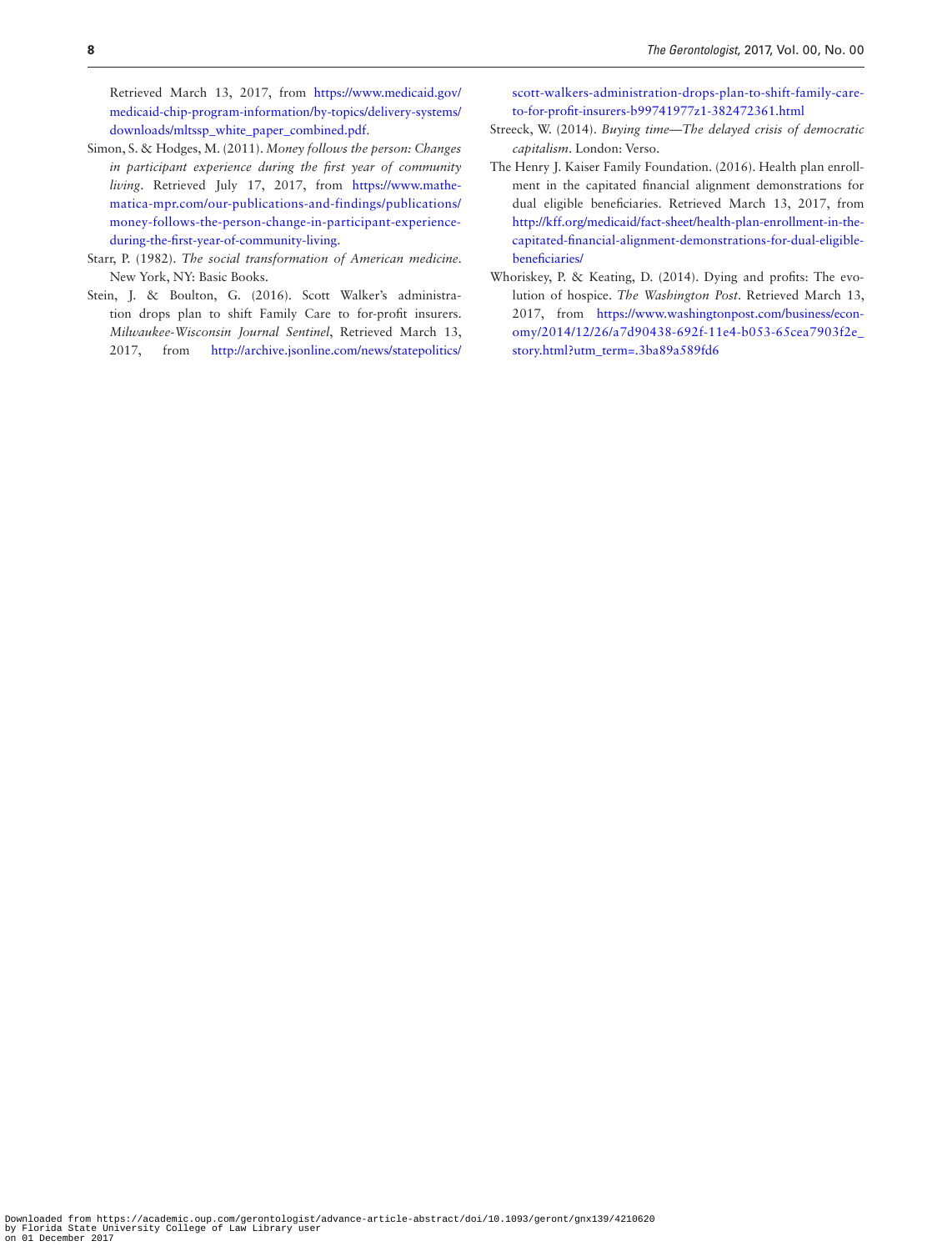Retrieved March 13, 2017, from https://www.medicaid.gov/medicaid-chip-program-information/by-topics/delivery-systems/downloads/mltssp_white_paper_combined.pdf.

Simon, S. & Hodges, M. (2011). *Money follows the person: Changes in participant experience during the first year of community living*. Retrieved July 17, 2017, from https://www.mathematica-mpr.com/our-publications-and-findings/publications/money-follows-the-person-change-in-participant-experience-during-the-first-year-of-community-living.

Starr, P. (1982). *The social transformation of American medicine*. New York, NY: Basic Books.

Stein, J. & Boulton, G. (2016). Scott Walker's administration drops plan to shift Family Care to for-profit insurers. *Milwaukee-Wisconsin Journal Sentinel*, Retrieved March 13, 2017, from http://archive.jsonline.com/news/statepolitics/scott-walkers-administration-drops-plan-to-shift-family-care-to-for-profit-insurers-b99741977z1-382472361.html

Streeck, W. (2014). *Buying time—The delayed crisis of democratic capitalism*. London: Verso.

The Henry J. Kaiser Family Foundation. (2016). Health plan enrollment in the capitated financial alignment demonstrations for dual eligible beneficiaries. Retrieved March 13, 2017, from http://kff.org/medicaid/fact-sheet/health-plan-enrollment-in-the-capitated-financial-alignment-demonstrations-for-dual-eligible-beneficiaries/

Whoriskey, P. & Keating, D. (2014). Dying and profits: The evolution of hospice. *The Washington Post*. Retrieved March 13, 2017, from https://www.washingtonpost.com/business/economy/2014/12/26/a7d90438-692f-11e4-b053-65cea7903f2e_story.html?utm_term=.3ba89a589fd6